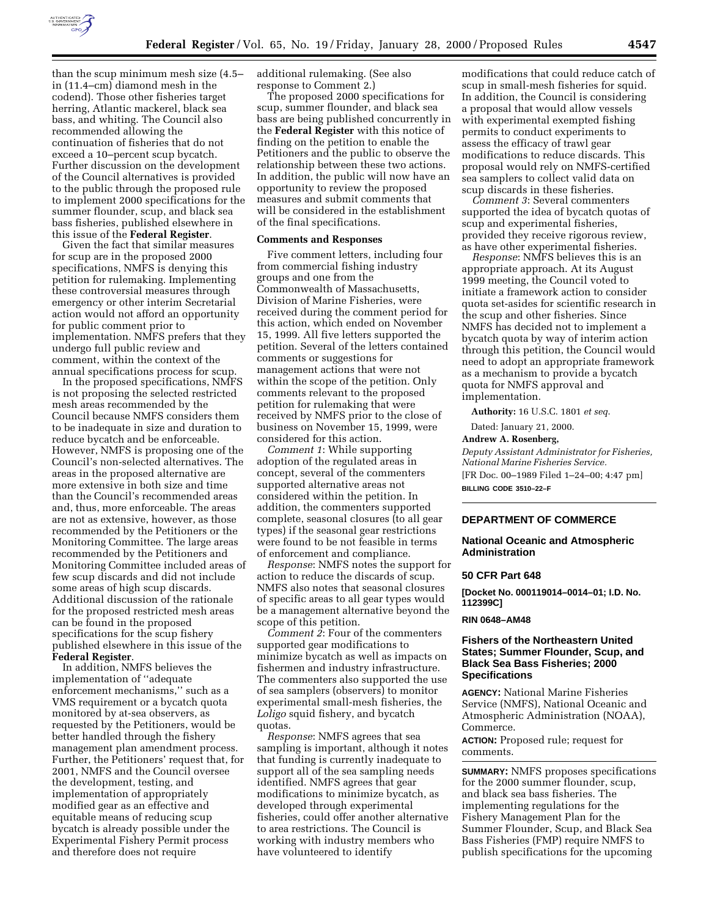than the scup minimum mesh size (4.5–in (11.4–cm) diamond mesh in the codend). Those other fisheries target herring, Atlantic mackerel, black sea bass, and whiting. The Council also recommended allowing the continuation of fisheries that do not exceed a 10–percent scup bycatch. Further discussion on the development of the Council alternatives is provided to the public through the proposed rule to implement 2000 specifications for the summer flounder, scup, and black sea bass fisheries, published elsewhere in this issue of the **Federal Register**.

Given the fact that similar measures for scup are in the proposed 2000 specifications, NMFS is denying this petition for rulemaking. Implementing these controversial measures through emergency or other interim Secretarial action would not afford an opportunity for public comment prior to implementation. NMFS prefers that they undergo full public review and comment, within the context of the annual specifications process for scup.

In the proposed specifications, NMFS is not proposing the selected restricted mesh areas recommended by the Council because NMFS considers them to be inadequate in size and duration to reduce bycatch and be enforceable. However, NMFS is proposing one of the Council's non-selected alternatives. The areas in the proposed alternative are more extensive in both size and time than the Council's recommended areas and, thus, more enforceable. The areas are not as extensive, however, as those recommended by the Petitioners or the Monitoring Committee. The large areas recommended by the Petitioners and Monitoring Committee included areas of few scup discards and did not include some areas of high scup discards. Additional discussion of the rationale for the proposed restricted mesh areas can be found in the proposed specifications for the scup fishery published elsewhere in this issue of the **Federal Register**.

In addition, NMFS believes the implementation of "adequate enforcement mechanisms," such as a VMS requirement or a bycatch quota monitored by at-sea observers, as requested by the Petitioners, would be better handled through the fishery management plan amendment process. Further, the Petitioners' request that, for 2001, NMFS and the Council oversee the development, testing, and implementation of appropriately modified gear as an effective and equitable means of reducing scup bycatch is already possible under the Experimental Fishery Permit process and therefore does not require additional rulemaking. (See also response to Comment 2.)

The proposed 2000 specifications for scup, summer flounder, and black sea bass are being published concurrently in the **Federal Register** with this notice of finding on the petition to enable the Petitioners and the public to observe the relationship between these two actions. In addition, the public will now have an opportunity to review the proposed measures and submit comments that will be considered in the establishment of the final specifications.

**Comments and Responses**

Five comment letters, including four from commercial fishing industry groups and one from the Commonwealth of Massachusetts, Division of Marine Fisheries, were received during the comment period for this action, which ended on November 15, 1999. All five letters supported the petition. Several of the letters contained comments or suggestions for management actions that were not within the scope of the petition. Only comments relevant to the proposed petition for rulemaking that were received by NMFS prior to the close of business on November 15, 1999, were considered for this action.

*Comment 1*: While supporting adoption of the regulated areas in concept, several of the commenters supported alternative areas not considered within the petition. In addition, the commenters supported complete, seasonal closures (to all gear types) if the seasonal gear restrictions were found to be not feasible in terms of enforcement and compliance.

*Response*: NMFS notes the support for action to reduce the discards of scup. NMFS also notes that seasonal closures of specific areas to all gear types would be a management alternative beyond the scope of this petition.

*Comment 2*: Four of the commenters supported gear modifications to minimize bycatch as well as impacts on fishermen and industry infrastructure. The commenters also supported the use of sea samplers (observers) to monitor experimental small-mesh fisheries, the *Loligo* squid fishery, and bycatch quotas.

*Response*: NMFS agrees that sea sampling is important, although it notes that funding is currently inadequate to support all of the sea sampling needs identified. NMFS agrees that gear modifications to minimize bycatch, as developed through experimental fisheries, could offer another alternative to area restrictions. The Council is working with industry members who have volunteered to identify modifications that could reduce catch of scup in small-mesh fisheries for squid. In addition, the Council is considering a proposal that would allow vessels with experimental exempted fishing permits to conduct experiments to assess the efficacy of trawl gear modifications to reduce discards. This proposal would rely on NMFS-certified sea samplers to collect valid data on scup discards in these fisheries.

*Comment 3*: Several commenters supported the idea of bycatch quotas of scup and experimental fisheries, provided they receive rigorous review, as have other experimental fisheries.

*Response*: NMFS believes this is an appropriate approach. At its August 1999 meeting, the Council voted to initiate a framework action to consider quota set-asides for scientific research in the scup and other fisheries. Since NMFS has decided not to implement a bycatch quota by way of interim action through this petition, the Council would need to adopt an appropriate framework as a mechanism to provide a bycatch quota for NMFS approval and implementation.

**Authority:** 16 U.S.C. 1801 *et seq.*

Dated: January 21, 2000.

**Andrew A. Rosenberg,**

*Deputy Assistant Administrator for Fisheries, National Marine Fisheries Service.*

[FR Doc. 00–1989 Filed 1–24–00; 4:47 pm]

**BILLING CODE 3510–22–F**

---

## DEPARTMENT OF COMMERCE

## National Oceanic and Atmospheric Administration

## 50 CFR Part 648

**[Docket No. 000119014–0014–01; I.D. No. 112399C]**

**RIN 0648–AM48**

## Fishers of the Northeastern United States; Summer Flounder, Scup, and Black Sea Bass Fisheries; 2000 Specifications

**AGENCY:** National Marine Fisheries Service (NMFS), National Oceanic and Atmospheric Administration (NOAA), Commerce.

**ACTION:** Proposed rule; request for comments.

**SUMMARY:** NMFS proposes specifications for the 2000 summer flounder, scup, and black sea bass fisheries. The implementing regulations for the Fishery Management Plan for the Summer Flounder, Scup, and Black Sea Bass Fisheries (FMP) require NMFS to publish specifications for the upcoming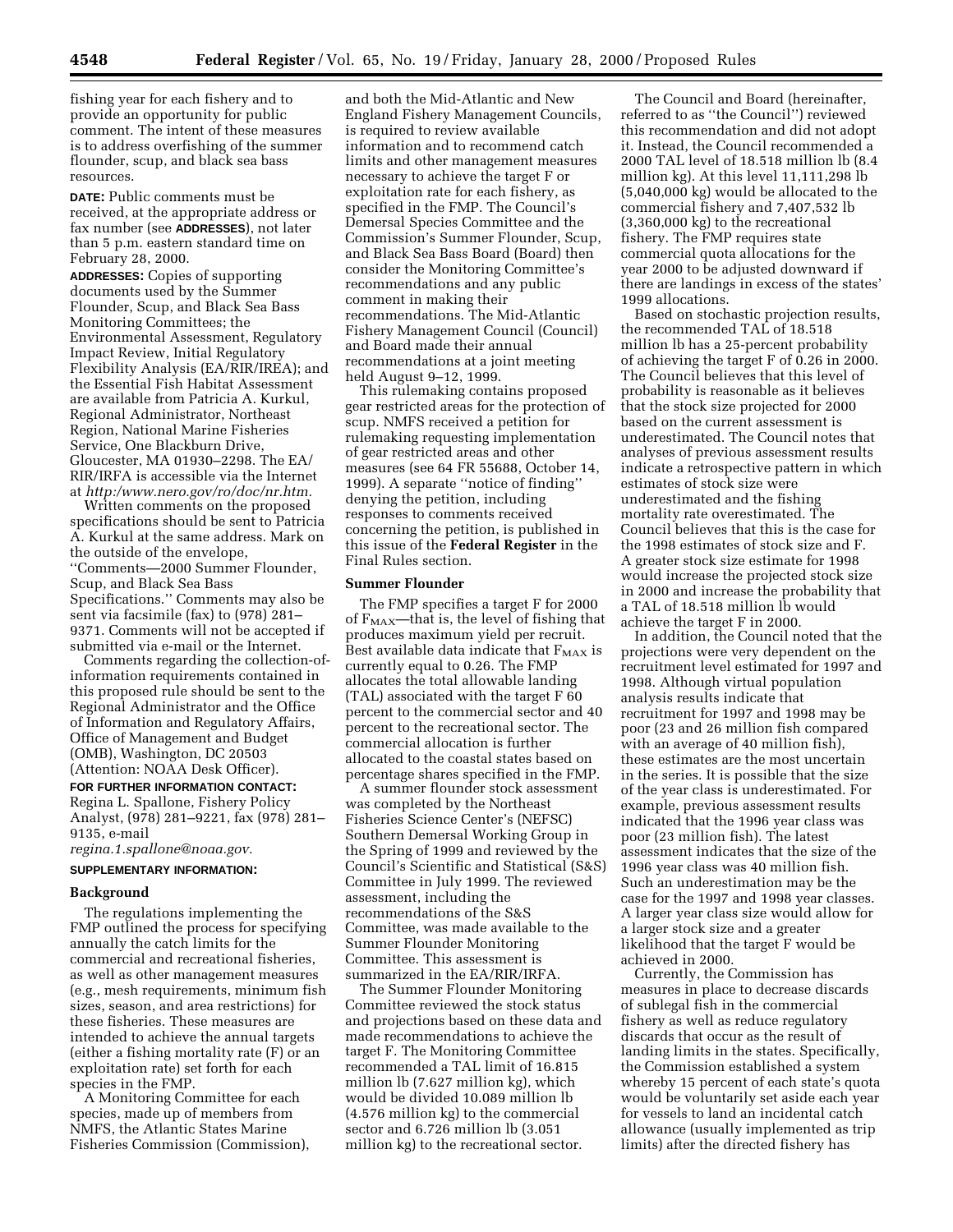fishing year for each fishery and to provide an opportunity for public comment. The intent of these measures is to address overfishing of the summer flounder, scup, and black sea bass resources.

**DATE:** Public comments must be received, at the appropriate address or fax number (see **ADDRESSES**), not later than 5 p.m. eastern standard time on February 28, 2000.

**ADDRESSES:** Copies of supporting documents used by the Summer Flounder, Scup, and Black Sea Bass Monitoring Committees; the Environmental Assessment, Regulatory Impact Review, Initial Regulatory Flexibility Analysis (EA/RIR/IREA); and the Essential Fish Habitat Assessment are available from Patricia A. Kurkul, Regional Administrator, Northeast Region, National Marine Fisheries Service, One Blackburn Drive, Gloucester, MA 01930–2298. The EA/RIR/IRFA is accessible via the Internet at *http:/www.nero.gov/ro/doc/nr.htm.*

Written comments on the proposed specifications should be sent to Patricia A. Kurkul at the same address. Mark on the outside of the envelope, ''Comments—2000 Summer Flounder, Scup, and Black Sea Bass Specifications.'' Comments may also be sent via facsimile (fax) to (978) 281–9371. Comments will not be accepted if submitted via e-mail or the Internet.

Comments regarding the collection-of-information requirements contained in this proposed rule should be sent to the Regional Administrator and the Office of Information and Regulatory Affairs, Office of Management and Budget (OMB), Washington, DC 20503 (Attention: NOAA Desk Officer).

**FOR FURTHER INFORMATION CONTACT:** Regina L. Spallone, Fishery Policy Analyst, (978) 281–9221, fax (978) 281–9135, e-mail *regina.1.spallone@noaa.gov.*

**SUPPLEMENTARY INFORMATION:**

## Background

The regulations implementing the FMP outlined the process for specifying annually the catch limits for the commercial and recreational fisheries, as well as other management measures (e.g., mesh requirements, minimum fish sizes, season, and area restrictions) for these fisheries. These measures are intended to achieve the annual targets (either a fishing mortality rate (F) or an exploitation rate) set forth for each species in the FMP.

A Monitoring Committee for each species, made up of members from NMFS, the Atlantic States Marine Fisheries Commission (Commission), and both the Mid-Atlantic and New England Fishery Management Councils, is required to review available information and to recommend catch limits and other management measures necessary to achieve the target F or exploitation rate for each fishery, as specified in the FMP. The Council's Demersal Species Committee and the Commission's Summer Flounder, Scup, and Black Sea Bass Board (Board) then consider the Monitoring Committee's recommendations and any public comment in making their recommendations. The Mid-Atlantic Fishery Management Council (Council) and Board made their annual recommendations at a joint meeting held August 9–12, 1999.

This rulemaking contains proposed gear restricted areas for the protection of scup. NMFS received a petition for rulemaking requesting implementation of gear restricted areas and other measures (see 64 FR 55688, October 14, 1999). A separate ''notice of finding'' denying the petition, including responses to comments received concerning the petition, is published in this issue of the **Federal Register** in the Final Rules section.

## Summer Flounder

The FMP specifies a target F for 2000 of $F_{MAX}$—that is, the level of fishing that produces maximum yield per recruit. Best available data indicate that $F_{MAX}$ is currently equal to 0.26. The FMP allocates the total allowable landing (TAL) associated with the target F 60 percent to the commercial sector and 40 percent to the recreational sector. The commercial allocation is further allocated to the coastal states based on percentage shares specified in the FMP.

A summer flounder stock assessment was completed by the Northeast Fisheries Science Center's (NEFSC) Southern Demersal Working Group in the Spring of 1999 and reviewed by the Council's Scientific and Statistical (S&S) Committee in July 1999. The reviewed assessment, including the recommendations of the S&S Committee, was made available to the Summer Flounder Monitoring Committee. This assessment is summarized in the EA/RIR/IRFA.

The Summer Flounder Monitoring Committee reviewed the stock status and projections based on these data and made recommendations to achieve the target F. The Monitoring Committee recommended a TAL limit of 16.815 million lb (7.627 million kg), which would be divided 10.089 million lb (4.576 million kg) to the commercial sector and 6.726 million lb (3.051 million kg) to the recreational sector.

The Council and Board (hereinafter, referred to as ''the Council'') reviewed this recommendation and did not adopt it. Instead, the Council recommended a 2000 TAL level of 18.518 million lb (8.4 million kg). At this level 11,111,298 lb (5,040,000 kg) would be allocated to the commercial fishery and 7,407,532 lb (3,360,000 kg) to the recreational fishery. The FMP requires state commercial quota allocations for the year 2000 to be adjusted downward if there are landings in excess of the states' 1999 allocations.

Based on stochastic projection results, the recommended TAL of 18.518 million lb has a 25-percent probability of achieving the target F of 0.26 in 2000. The Council believes that this level of probability is reasonable as it believes that the stock size projected for 2000 based on the current assessment is underestimated. The Council notes that analyses of previous assessment results indicate a retrospective pattern in which estimates of stock size were underestimated and the fishing mortality rate overestimated. The Council believes that this is the case for the 1998 estimates of stock size and F. A greater stock size estimate for 1998 would increase the projected stock size in 2000 and increase the probability that a TAL of 18.518 million lb would achieve the target F in 2000.

In addition, the Council noted that the projections were very dependent on the recruitment level estimated for 1997 and 1998. Although virtual population analysis results indicate that recruitment for 1997 and 1998 may be poor (23 and 26 million fish compared with an average of 40 million fish), these estimates are the most uncertain in the series. It is possible that the size of the year class is underestimated. For example, previous assessment results indicated that the 1996 year class was poor (23 million fish). The latest assessment indicates that the size of the 1996 year class was 40 million fish. Such an underestimation may be the case for the 1997 and 1998 year classes. A larger year class size would allow for a larger stock size and a greater likelihood that the target F would be achieved in 2000.

Currently, the Commission has measures in place to decrease discards of sublegal fish in the commercial fishery as well as reduce regulatory discards that occur as the result of landing limits in the states. Specifically, the Commission established a system whereby 15 percent of each state's quota would be voluntarily set aside each year for vessels to land an incidental catch allowance (usually implemented as trip limits) after the directed fishery has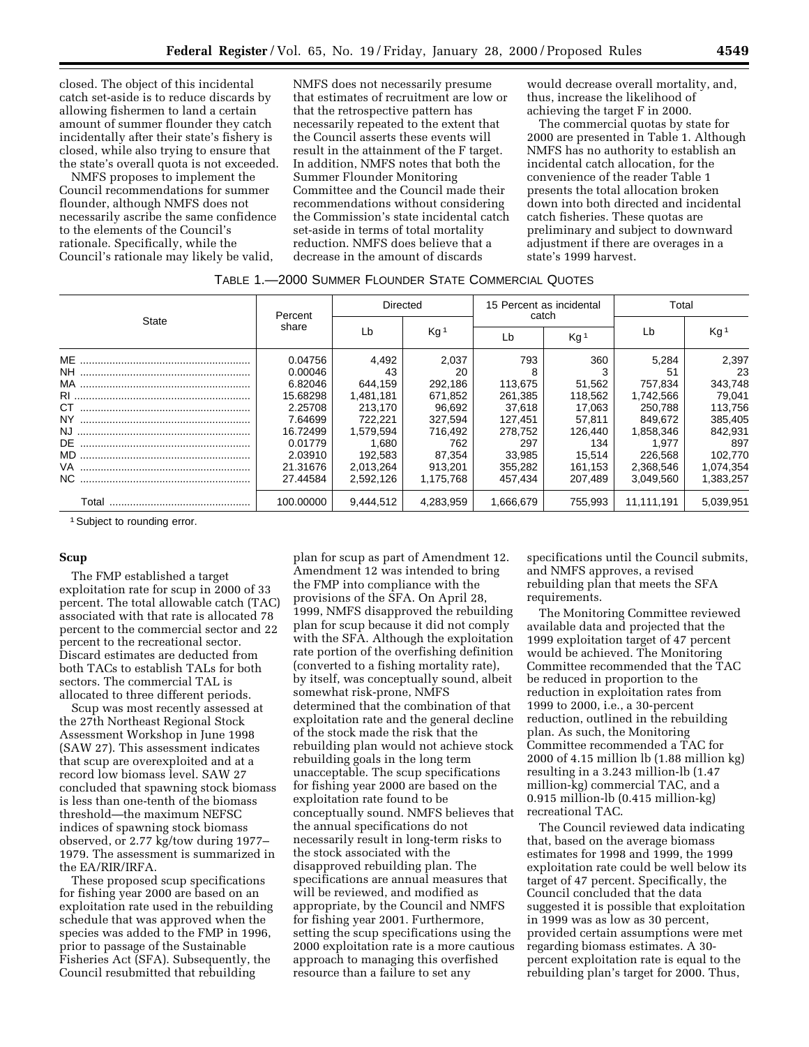closed. The object of this incidental catch set-aside is to reduce discards by allowing fishermen to land a certain amount of summer flounder they catch incidentally after their state's fishery is closed, while also trying to ensure that the state's overall quota is not exceeded.

NMFS proposes to implement the Council recommendations for summer flounder, although NMFS does not necessarily ascribe the same confidence to the elements of the Council's rationale. Specifically, while the Council's rationale may likely be valid, NMFS does not necessarily presume that estimates of recruitment are low or that the retrospective pattern has necessarily repeated to the extent that the Council asserts these events will result in the attainment of the F target. In addition, NMFS notes that both the Summer Flounder Monitoring Committee and the Council made their recommendations without considering the Commission's state incidental catch set-aside in terms of total mortality reduction. NMFS does believe that a decrease in the amount of discards would decrease overall mortality and, thus, increase the likelihood of achieving the target F in 2000.

The commercial quotas by state for 2000 are presented in Table 1. Although NMFS has no authority to establish an incidental catch allocation, for the convenience of the reader Table 1 presents the total allocation broken down into both directed and incidental catch fisheries. These quotas are preliminary and subject to downward adjustment if there are overages in a state's 1999 harvest.

TABLE 1.—2000 SUMMER FLOUNDER STATE COMMERCIAL QUOTES

| State | Percent share | Directed | | 15 Percent as incidental catch | | Total | |
|---|---|---|---|---|---|---|---|
| | | Lb | Kg[1] | Lb | Kg[1] | Lb | Kg[1] |
| ME | 0.04756 | 4,492 | 2,037 | 793 | 360 | 5,284 | 2,397 |
| NH | 0.00046 | 43 | 20 | 8 | 3 | 51 | 23 |
| MA | 6.82046 | 644,159 | 292,186 | 113,675 | 51,562 | 757,834 | 343,748 |
| RI | 15.68298 | 1,481,181 | 671,852 | 261,385 | 118,562 | 1,742,566 | 79,041 |
| CT | 2.25708 | 213,170 | 96,692 | 37,618 | 17,063 | 250,788 | 113,756 |
| NY | 7.64699 | 722,221 | 327,594 | 127,451 | 57,811 | 849,672 | 385,405 |
| NJ | 16.72499 | 1,579,594 | 716,492 | 278,752 | 126,440 | 1,858,346 | 842,931 |
| DE | 0.01779 | 1,680 | 762 | 297 | 134 | 1,977 | 897 |
| MD | 2.03910 | 192,583 | 87,354 | 33,985 | 15,514 | 226,568 | 102,770 |
| VA | 21.31676 | 2,013,264 | 913,201 | 355,282 | 161,153 | 2,368,546 | 1,074,354 |
| NC | 27.44584 | 2,592,126 | 1,175,768 | 457,434 | 207,489 | 3,049,560 | 1,383,257 |
| Total | 100.00000 | 9,444,512 | 4,283,959 | 1,666,679 | 755,993 | 11,111,191 | 5,039,951 |

[1] Subject to rounding error.

## Scup

The FMP established a target exploitation rate for scup in 2000 of 33 percent. The total allowable catch (TAC) associated with that rate is allocated 78 percent to the commercial sector and 22 percent to the recreational sector. Discard estimates are deducted from both TACs to establish TALs for both sectors. The commercial TAL is allocated to three different periods.

Scup was most recently assessed at the 27th Northeast Regional Stock Assessment Workshop in June 1998 (SAW 27). This assessment indicates that scup are overexploited and at a record low biomass level. SAW 27 concluded that spawning stock biomass is less than one-tenth of the biomass threshold—the maximum NEFSC indices of spawning stock biomass observed, or 2.77 kg/tow during 1977–1979. The assessment is summarized in the EA/RIR/IRFA.

These proposed scup specifications for fishing year 2000 are based on an exploitation rate used in the rebuilding schedule that was approved when the species was added to the FMP in 1996, prior to passage of the Sustainable Fisheries Act (SFA). Subsequently, the Council resubmitted that rebuilding plan for scup as part of Amendment 12. Amendment 12 was intended to bring the FMP into compliance with the provisions of the SFA. On April 28, 1999, NMFS disapproved the rebuilding plan for scup because it did not comply with the SFA. Although the exploitation rate portion of the overfishing definition (converted to a fishing mortality rate), by itself, was conceptually sound, albeit somewhat risk-prone, NMFS determined that the combination of that exploitation rate and the general decline of the stock made the risk that the rebuilding plan would not achieve stock rebuilding goals in the long term unacceptable. The scup specifications for fishing year 2000 are based on the exploitation rate found to be conceptually sound. NMFS believes that the annual specifications do not necessarily result in long-term risks to the stock associated with the disapproved rebuilding plan. The specifications are annual measures that will be reviewed, and modified as appropriate, by the Council and NMFS for fishing year 2001. Furthermore, setting the scup specifications using the 2000 exploitation rate is a more cautious approach to managing this overfished resource than a failure to set any specifications until the Council submits, and NMFS approves, a revised rebuilding plan that meets the SFA requirements.

The Monitoring Committee reviewed available data and projected that the 1999 exploitation target of 47 percent would be achieved. The Monitoring Committee recommended that the TAC be reduced in proportion to the reduction in exploitation rates from 1999 to 2000, i.e., a 30-percent reduction, outlined in the rebuilding plan. As such, the Monitoring Committee recommended a TAC for 2000 of 4.15 million lb (1.88 million kg) resulting in a 3.243 million-lb (1.47 million-kg) commercial TAC, and a 0.915 million-lb (0.415 million-kg) recreational TAC.

The Council reviewed data indicating that, based on the average biomass estimates for 1998 and 1999, the 1999 exploitation rate could be well below its target of 47 percent. Specifically, the Council concluded that the data suggested it is possible that exploitation in 1999 was as low as 30 percent, provided certain assumptions were met regarding biomass estimates. A 30-percent exploitation rate is equal to the rebuilding plan's target for 2000. Thus,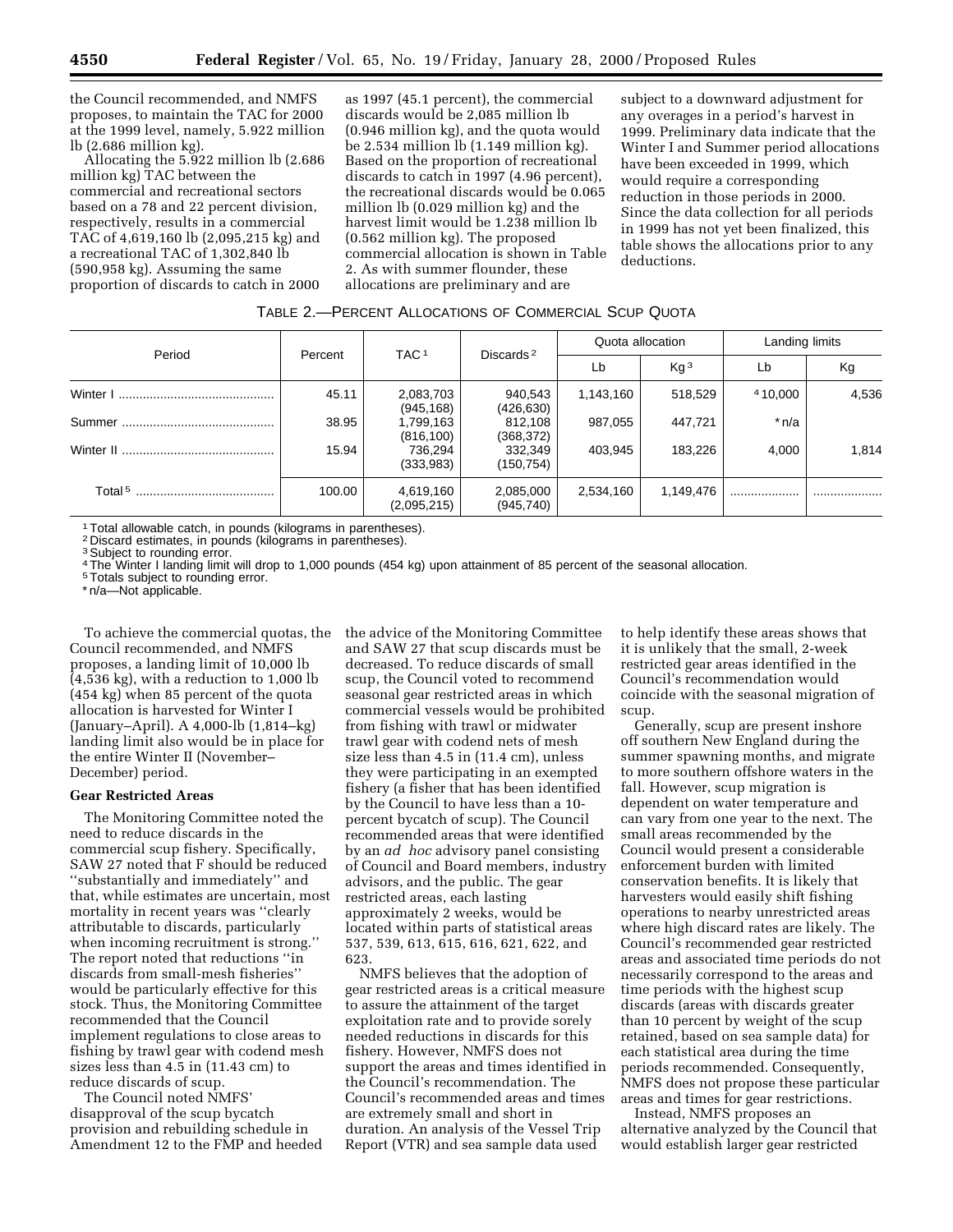the Council recommended, and NMFS proposes, to maintain the TAC for 2000 at the 1999 level, namely, 5.922 million lb (2.686 million kg).

Allocating the 5.922 million lb (2.686 million kg) TAC between the commercial and recreational sectors based on a 78 and 22 percent division, respectively, results in a commercial TAC of 4,619,160 lb (2,095,215 kg) and a recreational TAC of 1,302,840 lb (590,958 kg). Assuming the same proportion of discards to catch in 2000 as 1997 (45.1 percent), the commercial discards would be 2,085 million lb (0.946 million kg), and the quota would be 2.534 million lb (1.149 million kg). Based on the proportion of recreational discards to catch in 1997 (4.96 percent), the recreational discards would be 0.065 million lb (0.029 million kg) and the harvest limit would be 1.238 million lb (0.562 million kg). The proposed commercial allocation is shown in Table 2. As with summer flounder, these allocations are preliminary and are subject to a downward adjustment for any overages in a period's harvest in 1999. Preliminary data indicate that the Winter I and Summer period allocations have been exceeded in 1999, which would require a corresponding reduction in those periods in 2000. Since the data collection for all periods in 1999 has not yet been finalized, this table shows the allocations prior to any deductions.

TABLE 2.—PERCENT ALLOCATIONS OF COMMERCIAL SCUP QUOTA

| Period | Percent | TAC [1] | Discards [2] | Quota allocation | | Landing limits | |
|---|---|---|---|---|---|---|---|
| | | | | Lb | Kg [3] | Lb | Kg |
| Winter I | 45.11 | 2,083,703 (945,168) | 940,543 (426,630) | 1,143,160 | 518,529 | [4] 10,000 | 4,536 |
| Summer | 38.95 | 1,799,163 (816,100) | 812,108 (368,372) | 987,055 | 447,721 | * n/a | |
| Winter II | 15.94 | 736,294 (333,983) | 332,349 (150,754) | 403,945 | 183,226 | 4,000 | 1,814 |
| Total [5] | 100.00 | 4,619,160 (2,095,215) | 2,085,000 (945,740) | 2,534,160 | 1,149,476 | .................... | .................... |

[1] Total allowable catch, in pounds (kilograms in parentheses).
[2] Discard estimates, in pounds (kilograms in parentheses).
[3] Subject to rounding error.
[4] The Winter I landing limit will drop to 1,000 pounds (454 kg) upon attainment of 85 percent of the seasonal allocation.
[5] Totals subject to rounding error.
* n/a—Not applicable.

To achieve the commercial quotas, the Council recommended, and NMFS proposes, a landing limit of 10,000 lb (4,536 kg), with a reduction to 1,000 lb (454 kg) when 85 percent of the quota allocation is harvested for Winter I (January–April). A 4,000-lb (1,814–kg) landing limit also would be in place for the entire Winter II (November–December) period.

**Gear Restricted Areas**

The Monitoring Committee noted the need to reduce discards in the commercial scup fishery. Specifically, SAW 27 noted that F should be reduced ''substantially and immediately'' and that, while estimates are uncertain, most mortality in recent years was ''clearly attributable to discards, particularly when incoming recruitment is strong.'' The report noted that reductions ''in discards from small-mesh fisheries'' would be particularly effective for this stock. Thus, the Monitoring Committee recommended that the Council implement regulations to close areas to fishing by trawl gear with codend mesh sizes less than 4.5 in (11.43 cm) to reduce discards of scup.

The Council noted NMFS' disapproval of the scup bycatch provision and rebuilding schedule in Amendment 12 to the FMP and heeded the advice of the Monitoring Committee and SAW 27 that scup discards must be decreased. To reduce discards of small scup, the Council voted to recommend seasonal gear restricted areas in which commercial vessels would be prohibited from fishing with trawl or midwater trawl gear with codend nets of mesh size less than 4.5 in (11.4 cm), unless they were participating in an exempted fishery (a fisher that has been identified by the Council to have less than a 10-percent bycatch of scup). The Council recommended areas that were identified by an *ad hoc* advisory panel consisting of Council and Board members, industry advisors, and the public. The gear restricted areas, each lasting approximately 2 weeks, would be located within parts of statistical areas 537, 539, 613, 615, 616, 621, 622, and 623.

NMFS believes that the adoption of gear restricted areas is a critical measure to assure the attainment of the target exploitation rate and to provide sorely needed reductions in discards for this fishery. However, NMFS does not support the areas and times identified in the Council's recommendation. The Council's recommended areas and times are extremely small and short in duration. An analysis of the Vessel Trip Report (VTR) and sea sample data used to help identify these areas shows that it is unlikely that the small, 2-week restricted gear areas identified in the Council's recommendation would coincide with the seasonal migration of scup.

Generally, scup are present inshore off southern New England during the summer spawning months, and migrate to more southern offshore waters in the fall. However, scup migration is dependent on water temperature and can vary from one year to the next. The small areas recommended by the Council would present a considerable enforcement burden with limited conservation benefits. It is likely that harvesters would easily shift fishing operations to nearby unrestricted areas where high discard rates are likely. The Council's recommended gear restricted areas and associated time periods do not necessarily correspond to the areas and time periods with the highest scup discards (areas with discards greater than 10 percent by weight of the scup retained, based on sea sample data) for each statistical area during the time periods recommended. Consequently, NMFS does not propose these particular areas and times for gear restrictions.

Instead, NMFS proposes an alternative analyzed by the Council that would establish larger gear restricted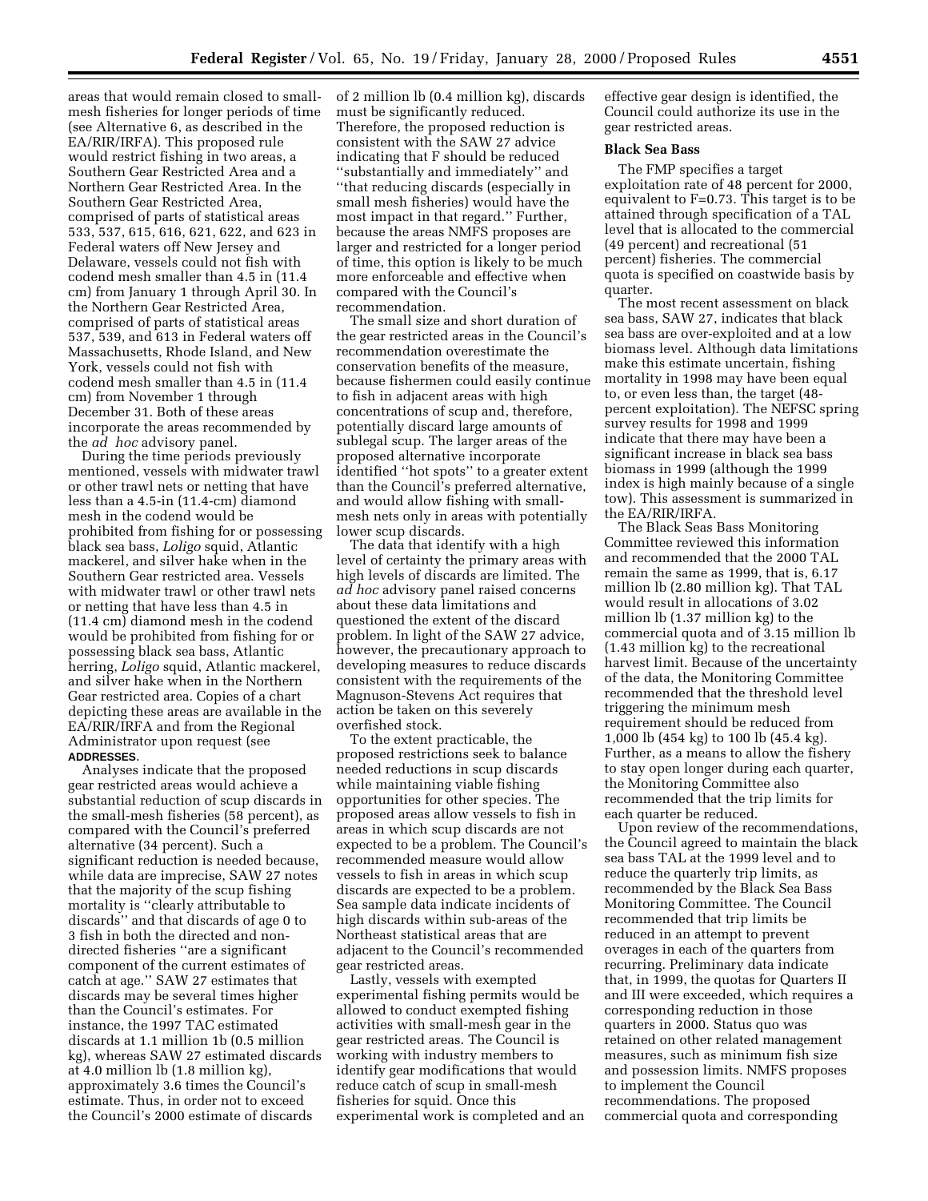areas that would remain closed to small-mesh fisheries for longer periods of time (see Alternative 6, as described in the EA/RIR/IRFA). This proposed rule would restrict fishing in two areas, a Southern Gear Restricted Area and a Northern Gear Restricted Area. In the Southern Gear Restricted Area, comprised of parts of statistical areas 533, 537, 615, 616, 621, 622, and 623 in Federal waters off New Jersey and Delaware, vessels could not fish with codend mesh smaller than 4.5 in (11.4 cm) from January 1 through April 30. In the Northern Gear Restricted Area, comprised of parts of statistical areas 537, 539, and 613 in Federal waters off Massachusetts, Rhode Island, and New York, vessels could not fish with codend mesh smaller than 4.5 in (11.4 cm) from November 1 through December 31. Both of these areas incorporate the areas recommended by the *ad hoc* advisory panel.

During the time periods previously mentioned, vessels with midwater trawl or other trawl nets or netting that have less than a 4.5-in (11.4-cm) diamond mesh in the codend would be prohibited from fishing for or possessing black sea bass, *Loligo* squid, Atlantic mackerel, and silver hake when in the Southern Gear restricted area. Vessels with midwater trawl or other trawl nets or netting that have less than 4.5 in (11.4 cm) diamond mesh in the codend would be prohibited from fishing for or possessing black sea bass, Atlantic herring, *Loligo* squid, Atlantic mackerel, and silver hake when in the Northern Gear restricted area. Copies of a chart depicting these areas are available in the EA/RIR/IRFA and from the Regional Administrator upon request (see **ADDRESSES**.

Analyses indicate that the proposed gear restricted areas would achieve a substantial reduction of scup discards in the small-mesh fisheries (58 percent), as compared with the Council's preferred alternative (34 percent). Such a significant reduction is needed because, while data are imprecise, SAW 27 notes that the majority of the scup fishing mortality is ''clearly attributable to discards'' and that discards of age 0 to 3 fish in both the directed and non-directed fisheries ''are a significant component of the current estimates of catch at age.'' SAW 27 estimates that discards may be several times higher than the Council's estimates. For instance, the 1997 TAC estimated discards at 1.1 million 1b (0.5 million kg), whereas SAW 27 estimated discards at 4.0 million lb (1.8 million kg), approximately 3.6 times the Council's estimate. Thus, in order not to exceed the Council's 2000 estimate of discards of 2 million lb (0.4 million kg), discards must be significantly reduced. Therefore, the proposed reduction is consistent with the SAW 27 advice indicating that F should be reduced ''substantially and immediately'' and ''that reducing discards (especially in small mesh fisheries) would have the most impact in that regard.'' Further, because the areas NMFS proposes are larger and restricted for a longer period of time, this option is likely to be much more enforceable and effective when compared with the Council's recommendation.

The small size and short duration of the gear restricted areas in the Council's recommendation overestimate the conservation benefits of the measure, because fishermen could easily continue to fish in adjacent areas with high concentrations of scup and, therefore, potentially discard large amounts of sublegal scup. The larger areas of the proposed alternative incorporate identified ''hot spots'' to a greater extent than the Council's preferred alternative, and would allow fishing with small-mesh nets only in areas with potentially lower scup discards.

The data that identify with a high level of certainty the primary areas with high levels of discards are limited. The *ad hoc* advisory panel raised concerns about these data limitations and questioned the extent of the discard problem. In light of the SAW 27 advice, however, the precautionary approach to developing measures to reduce discards consistent with the requirements of the Magnuson-Stevens Act requires that action be taken on this severely overfished stock.

To the extent practicable, the proposed restrictions seek to balance needed reductions in scup discards while maintaining viable fishing opportunities for other species. The proposed areas allow vessels to fish in areas in which scup discards are not expected to be a problem. The Council's recommended measure would allow vessels to fish in areas in which scup discards are expected to be a problem. Sea sample data indicate incidents of high discards within sub-areas of the Northeast statistical areas that are adjacent to the Council's recommended gear restricted areas.

Lastly, vessels with exempted experimental fishing permits would be allowed to conduct exempted fishing activities with small-mesh gear in the gear restricted areas. The Council is working with industry members to identify gear modifications that would reduce catch of scup in small-mesh fisheries for squid. Once this experimental work is completed and an effective gear design is identified, the Council could authorize its use in the gear restricted areas.

**Black Sea Bass**

The FMP specifies a target exploitation rate of 48 percent for 2000, equivalent to F=0.73. This target is to be attained through specification of a TAL level that is allocated to the commercial (49 percent) and recreational (51 percent) fisheries. The commercial quota is specified on coastwide basis by quarter.

The most recent assessment on black sea bass, SAW 27, indicates that black sea bass are over-exploited and at a low biomass level. Although data limitations make this estimate uncertain, fishing mortality in 1998 may have been equal to, or even less than, the target (48-percent exploitation). The NEFSC spring survey results for 1998 and 1999 indicate that there may have been a significant increase in black sea bass biomass in 1999 (although the 1999 index is high mainly because of a single tow). This assessment is summarized in the EA/RIR/IRFA.

The Black Seas Bass Monitoring Committee reviewed this information and recommended that the 2000 TAL remain the same as 1999, that is, 6.17 million lb (2.80 million kg). That TAL would result in allocations of 3.02 million lb (1.37 million kg) to the commercial quota and of 3.15 million lb (1.43 million kg) to the recreational harvest limit. Because of the uncertainty of the data, the Monitoring Committee recommended that the threshold level triggering the minimum mesh requirement should be reduced from 1,000 lb (454 kg) to 100 lb (45.4 kg). Further, as a means to allow the fishery to stay open longer during each quarter, the Monitoring Committee also recommended that the trip limits for each quarter be reduced.

Upon review of the recommendations, the Council agreed to maintain the black sea bass TAL at the 1999 level and to reduce the quarterly trip limits, as recommended by the Black Sea Bass Monitoring Committee. The Council recommended that trip limits be reduced in an attempt to prevent overages in each of the quarters from recurring. Preliminary data indicate that, in 1999, the quotas for Quarters II and III were exceeded, which requires a corresponding reduction in those quarters in 2000. Status quo was retained on other related management measures, such as minimum fish size and possession limits. NMFS proposes to implement the Council recommendations. The proposed commercial quota and corresponding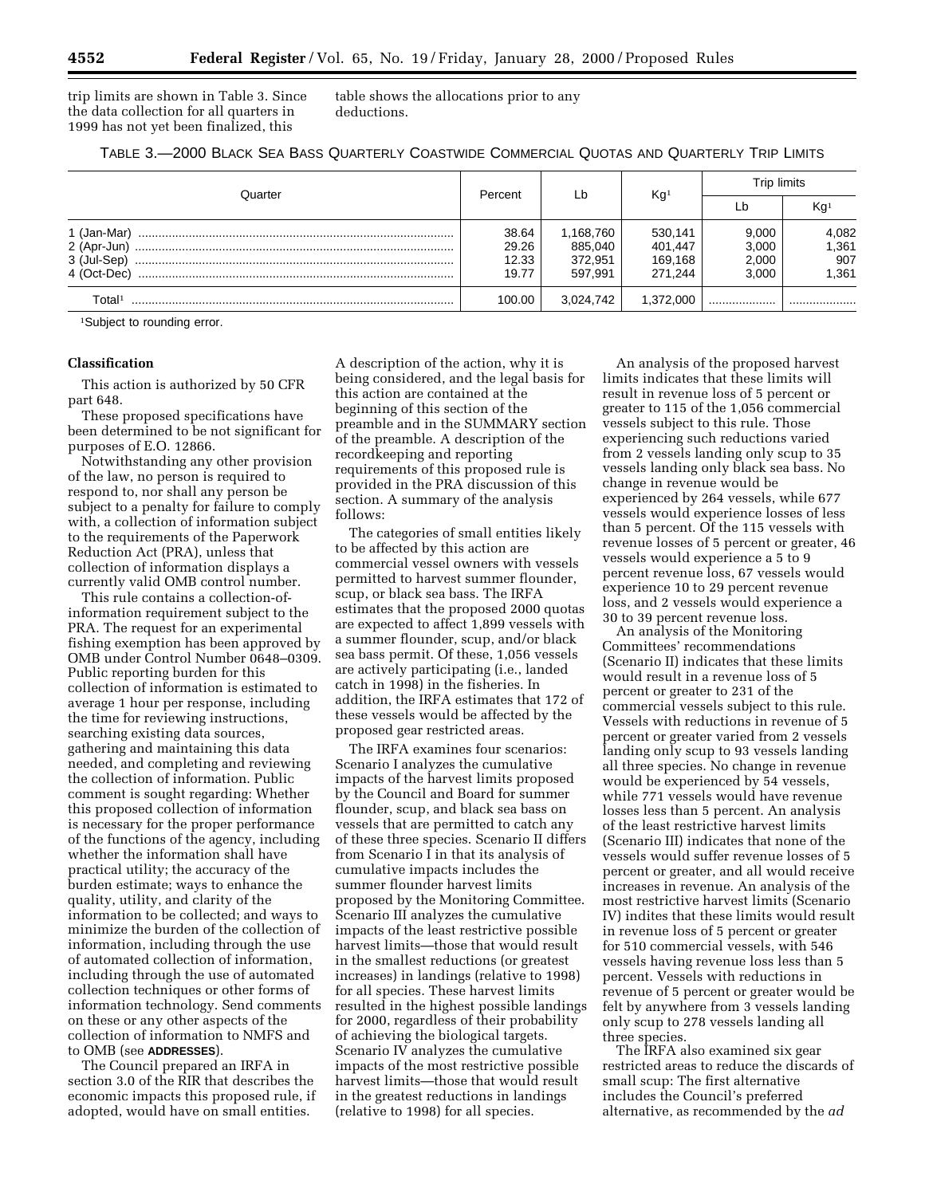trip limits are shown in Table 3. Since the data collection for all quarters in 1999 has not yet been finalized, this table shows the allocations prior to any deductions.

TABLE 3.—2000 BLACK SEA BASS QUARTERLY COASTWIDE COMMERCIAL QUOTAS AND QUARTERLY TRIP LIMITS

| Quarter | Percent | Lb | Kg[1] | Trip limits | |
|---|---|---|---|---|---|
| | | | | Lb | Kg[1] |
| 1 (Jan-Mar) | 38.64 | 1,168,760 | 530,141 | 9,000 | 4,082 |
| 2 (Apr-Jun) | 29.26 | 885,040 | 401,447 | 3,000 | 1,361 |
| 3 (Jul-Sep) | 12.33 | 372,951 | 169,168 | 2,000 | 907 |
| 4 (Oct-Dec) | 19.77 | 597,991 | 271,244 | 3,000 | 1,361 |
| Total[1] | 100.00 | 3,024,742 | 1,372,000 | ................... | ................... |

[1]Subject to rounding error.

**Classification**

This action is authorized by 50 CFR part 648.

These proposed specifications have been determined to be not significant for purposes of E.O. 12866.

Notwithstanding any other provision of the law, no person is required to respond to, nor shall any person be subject to a penalty for failure to comply with, a collection of information subject to the requirements of the Paperwork Reduction Act (PRA), unless that collection of information displays a currently valid OMB control number.

This rule contains a collection-of-information requirement subject to the PRA. The request for an experimental fishing exemption has been approved by OMB under Control Number 0648–0309. Public reporting burden for this collection of information is estimated to average 1 hour per response, including the time for reviewing instructions, searching existing data sources, gathering and maintaining this data needed, and completing and reviewing the collection of information. Public comment is sought regarding: Whether this proposed collection of information is necessary for the proper performance of the functions of the agency, including whether the information shall have practical utility; the accuracy of the burden estimate; ways to enhance the quality, utility, and clarity of the information to be collected; and ways to minimize the burden of the collection of information, including through the use of automated collection of information, including through the use of automated collection techniques or other forms of information technology. Send comments on these or any other aspects of the collection of information to NMFS and to OMB (see **ADDRESSES**).

The Council prepared an IRFA in section 3.0 of the RIR that describes the economic impacts this proposed rule, if adopted, would have on small entities. A description of the action, why it is being considered, and the legal basis for this action are contained at the beginning of this section of the preamble and in the SUMMARY section of the preamble. A description of the recordkeeping and reporting requirements of this proposed rule is provided in the PRA discussion of this section. A summary of the analysis follows:

The categories of small entities likely to be affected by this action are commercial vessel owners with vessels permitted to harvest summer flounder, scup, or black sea bass. The IRFA estimates that the proposed 2000 quotas are expected to affect 1,899 vessels with a summer flounder, scup, and/or black sea bass permit. Of these, 1,056 vessels are actively participating (i.e., landed catch in 1998) in the fisheries. In addition, the IRFA estimates that 172 of these vessels would be affected by the proposed gear restricted areas.

The IRFA examines four scenarios: Scenario I analyzes the cumulative impacts of the harvest limits proposed by the Council and Board for summer flounder, scup, and black sea bass on vessels that are permitted to catch any of these three species. Scenario II differs from Scenario I in that its analysis of cumulative impacts includes the summer flounder harvest limits proposed by the Monitoring Committee. Scenario III analyzes the cumulative impacts of the least restrictive possible harvest limits—those that would result in the smallest reductions (or greatest increases) in landings (relative to 1998) for all species. These harvest limits resulted in the highest possible landings for 2000, regardless of their probability of achieving the biological targets. Scenario IV analyzes the cumulative impacts of the most restrictive possible harvest limits—those that would result in the greatest reductions in landings (relative to 1998) for all species.

An analysis of the proposed harvest limits indicates that these limits will result in revenue loss of 5 percent or greater to 115 of the 1,056 commercial vessels subject to this rule. Those experiencing such reductions varied from 2 vessels landing only scup to 35 vessels landing only black sea bass. No change in revenue would be experienced by 264 vessels, while 677 vessels would experience losses of less than 5 percent. Of the 115 vessels with revenue losses of 5 percent or greater, 46 vessels would experience a 5 to 9 percent revenue loss, 67 vessels would experience 10 to 29 percent revenue loss, and 2 vessels would experience a 30 to 39 percent revenue loss.

An analysis of the Monitoring Committees' recommendations (Scenario II) indicates that these limits would result in a revenue loss of 5 percent or greater to 231 of the commercial vessels subject to this rule. Vessels with reductions in revenue of 5 percent or greater varied from 2 vessels landing only scup to 93 vessels landing all three species. No change in revenue would be experienced by 54 vessels, while 771 vessels would have revenue losses less than 5 percent. An analysis of the least restrictive harvest limits (Scenario III) indicates that none of the vessels would suffer revenue losses of 5 percent or greater, and all would receive increases in revenue. An analysis of the most restrictive harvest limits (Scenario IV) indites that these limits would result in revenue loss of 5 percent or greater for 510 commercial vessels, with 546 vessels having revenue loss less than 5 percent. Vessels with reductions in revenue of 5 percent or greater would be felt by anywhere from 3 vessels landing only scup to 278 vessels landing all three species.

The IRFA also examined six gear restricted areas to reduce the discards of small scup: The first alternative includes the Council's preferred alternative, as recommended by the *ad*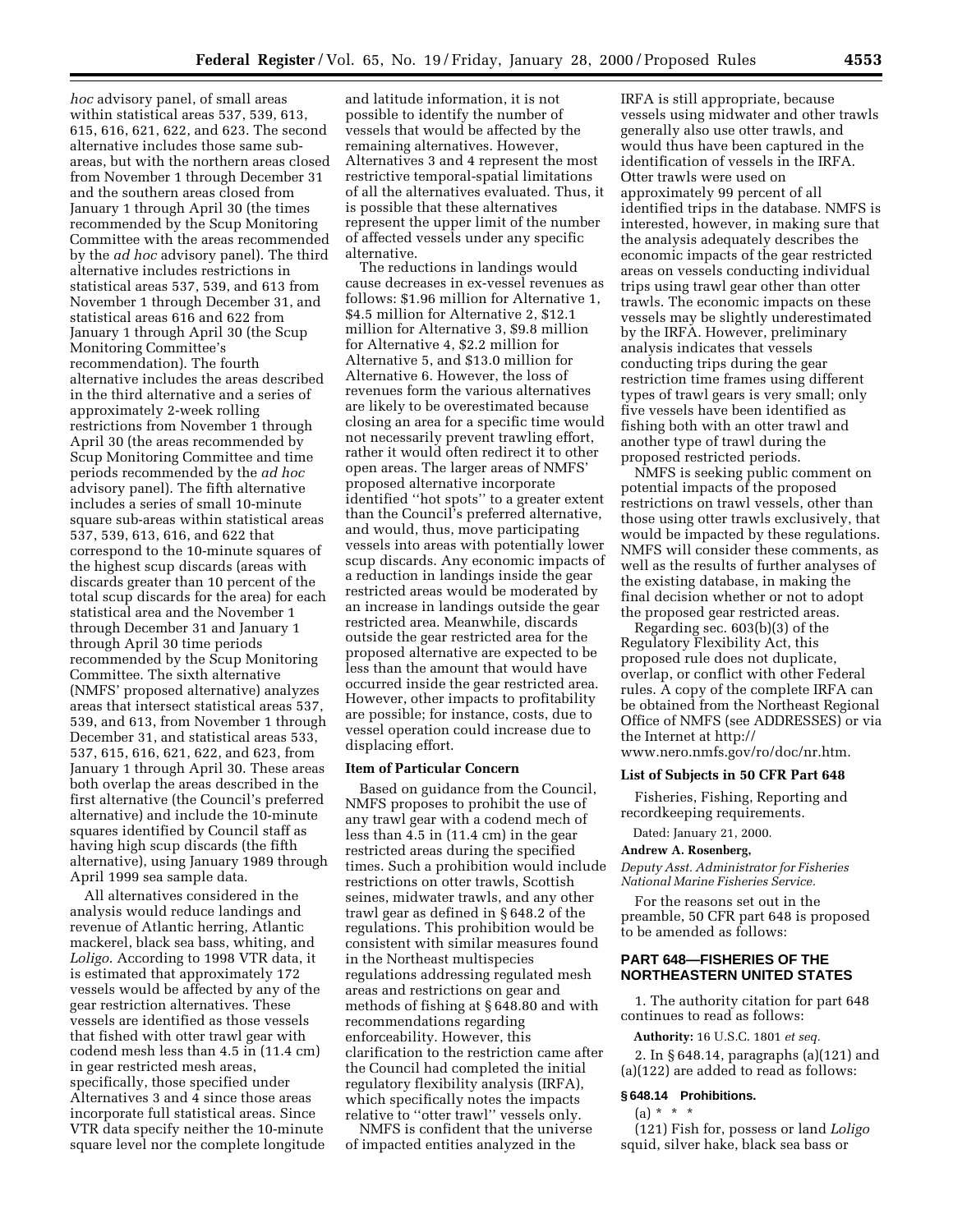*hoc* advisory panel, of small areas within statistical areas 537, 539, 613, 615, 616, 621, 622, and 623. The second alternative includes those same sub-areas, but with the northern areas closed from November 1 through December 31 and the southern areas closed from January 1 through April 30 (the times recommended by the Scup Monitoring Committee with the areas recommended by the *ad hoc* advisory panel). The third alternative includes restrictions in statistical areas 537, 539, and 613 from November 1 through December 31, and statistical areas 616 and 622 from January 1 through April 30 (the Scup Monitoring Committee's recommendation). The fourth alternative includes the areas described in the third alternative and a series of approximately 2-week rolling restrictions from November 1 through April 30 (the areas recommended by Scup Monitoring Committee and time periods recommended by the *ad hoc* advisory panel). The fifth alternative includes a series of small 10-minute square sub-areas within statistical areas 537, 539, 613, 616, and 622 that correspond to the 10-minute squares of the highest scup discards (areas with discards greater than 10 percent of the total scup discards for the area) for each statistical area and the November 1 through December 31 and January 1 through April 30 time periods recommended by the Scup Monitoring Committee. The sixth alternative (NMFS' proposed alternative) analyzes areas that intersect statistical areas 537, 539, and 613, from November 1 through December 31, and statistical areas 533, 537, 615, 616, 621, 622, and 623, from January 1 through April 30. These areas both overlap the areas described in the first alternative (the Council's preferred alternative) and include the 10-minute squares identified by Council staff as having high scup discards (the fifth alternative), using January 1989 through April 1999 sea sample data.

All alternatives considered in the analysis would reduce landings and revenue of Atlantic herring, Atlantic mackerel, black sea bass, whiting, and *Loligo*. According to 1998 VTR data, it is estimated that approximately 172 vessels would be affected by any of the gear restriction alternatives. These vessels are identified as those vessels that fished with otter trawl gear with codend mesh less than 4.5 in (11.4 cm) in gear restricted mesh areas, specifically, those specified under Alternatives 3 and 4 since those areas incorporate full statistical areas. Since VTR data specify neither the 10-minute square level nor the complete longitude and latitude information, it is not possible to identify the number of vessels that would be affected by the remaining alternatives. However, Alternatives 3 and 4 represent the most restrictive temporal-spatial limitations of all the alternatives evaluated. Thus, it is possible that these alternatives represent the upper limit of the number of affected vessels under any specific alternative.

The reductions in landings would cause decreases in ex-vessel revenues as follows: $1.96 million for Alternative 1, $4.5 million for Alternative 2, $12.1 million for Alternative 3, $9.8 million for Alternative 4, $2.2 million for Alternative 5, and $13.0 million for Alternative 6. However, the loss of revenues form the various alternatives are likely to be overestimated because closing an area for a specific time would not necessarily prevent trawling effort, rather it would often redirect it to other open areas. The larger areas of NMFS' proposed alternative incorporate identified ''hot spots'' to a greater extent than the Council's preferred alternative, and would, thus, move participating vessels into areas with potentially lower scup discards. Any economic impacts of a reduction in landings inside the gear restricted areas would be moderated by an increase in landings outside the gear restricted area. Meanwhile, discards outside the gear restricted area for the proposed alternative are expected to be less than the amount that would have occurred inside the gear restricted area. However, other impacts to profitability are possible; for instance, costs, due to vessel operation could increase due to displacing effort.

**Item of Particular Concern**

Based on guidance from the Council, NMFS proposes to prohibit the use of any trawl gear with a codend mech of less than 4.5 in (11.4 cm) in the gear restricted areas during the specified times. Such a prohibition would include restrictions on otter trawls, Scottish seines, midwater trawls, and any other trawl gear as defined in § 648.2 of the regulations. This prohibition would be consistent with similar measures found in the Northeast multispecies regulations addressing regulated mesh areas and restrictions on gear and methods of fishing at § 648.80 and with recommendations regarding enforceability. However, this clarification to the restriction came after the Council had completed the initial regulatory flexibility analysis (IRFA), which specifically notes the impacts relative to ''otter trawl'' vessels only.

NMFS is confident that the universe of impacted entities analyzed in the IRFA is still appropriate, because vessels using midwater and other trawls generally also use otter trawls, and would thus have been captured in the identification of vessels in the IRFA. Otter trawls were used on approximately 99 percent of all identified trips in the database. NMFS is interested, however, in making sure that the analysis adequately describes the economic impacts of the gear restricted areas on vessels conducting individual trips using trawl gear other than otter trawls. The economic impacts on these vessels may be slightly underestimated by the IRFA. However, preliminary analysis indicates that vessels conducting trips during the gear restriction time frames using different types of trawl gears is very small; only five vessels have been identified as fishing both with an otter trawl and another type of trawl during the proposed restricted periods.

NMFS is seeking public comment on potential impacts of the proposed restrictions on trawl vessels, other than those using otter trawls exclusively, that would be impacted by these regulations. NMFS will consider these comments, as well as the results of further analyses of the existing database, in making the final decision whether or not to adopt the proposed gear restricted areas.

Regarding sec. 603(b)(3) of the Regulatory Flexibility Act, this proposed rule does not duplicate, overlap, or conflict with other Federal rules. A copy of the complete IRFA can be obtained from the Northeast Regional Office of NMFS (see ADDRESSES) or via the Internet at http://www.nero.nmfs.gov/ro/doc/nr.htm.

**List of Subjects in 50 CFR Part 648**

Fisheries, Fishing, Reporting and recordkeeping requirements.

Dated: January 21, 2000.

**Andrew A. Rosenberg,**

*Deputy Asst. Administrator for Fisheries National Marine Fisheries Service.*

For the reasons set out in the preamble, 50 CFR part 648 is proposed to be amended as follows:

## PART 648—FISHERIES OF THE NORTHEASTERN UNITED STATES

1. The authority citation for part 648 continues to read as follows:

**Authority:** 16 U.S.C. 1801 *et seq.*

2. In § 648.14, paragraphs (a)(121) and (a)(122) are added to read as follows:

### § 648.14 Prohibitions.

(a) * * *

(121) Fish for, possess or land *Loligo* squid, silver hake, black sea bass or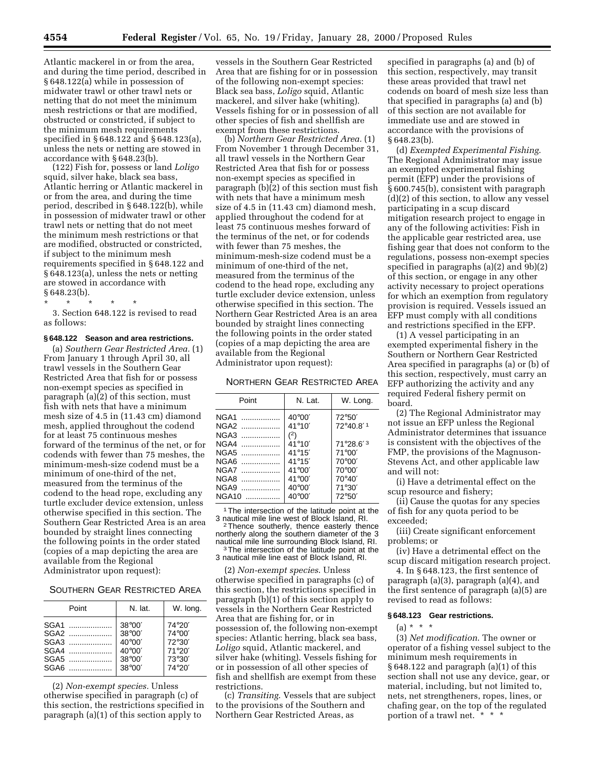Atlantic mackerel in or from the area, and during the time period, described in § 648.122(a) while in possession of midwater trawl or other trawl nets or netting that do not meet the minimum mesh restrictions or that are modified, obstructed or constricted, if subject to the minimum mesh requirements specified in § 648.122 and § 648.123(a), unless the nets or netting are stowed in accordance with § 648.23(b).

(122) Fish for, possess or land *Loligo* squid, silver hake, black sea bass, Atlantic herring or Atlantic mackerel in or from the area, and during the time period, described in § 648.122(b), while in possession of midwater trawl or other trawl nets or netting that do not meet the minimum mesh restrictions or that are modified, obstructed or constricted, if subject to the minimum mesh requirements specified in § 648.122 and § 648.123(a), unless the nets or netting are stowed in accordance with § 648.23(b).

\* \* \* \* \*

3. Section 648.122 is revised to read as follows:

### § 648.122 Season and area restrictions.

(a) *Southern Gear Restricted Area.* (1) From January 1 through April 30, all trawl vessels in the Southern Gear Restricted Area that fish for or possess non-exempt species as specified in paragraph (a)(2) of this section, must fish with nets that have a minimum mesh size of 4.5 in (11.43 cm) diamond mesh, applied throughout the codend for at least 75 continuous meshes forward of the terminus of the net, or for codends with fewer than 75 meshes, the minimum-mesh-size codend must be a minimum of one-third of the net, measured from the terminus of the codend to the head rope, excluding any turtle excluder device extension, unless otherwise specified in this section. The Southern Gear Restricted Area is an area bounded by straight lines connecting the following points in the order stated (copies of a map depicting the area are available from the Regional Administrator upon request):

SOUTHERN GEAR RESTRICTED AREA

| Point | N. lat. | W. long. |
|---|---|---|
| SGA1 | 38°00′ | 74°20′ |
| SGA2 | 38°00′ | 74°00′ |
| SGA3 | 40°00′ | 72°30′ |
| SGA4 | 40°00′ | 71°20′ |
| SGA5 | 38°00′ | 73°30′ |
| SGA6 | 38°00′ | 74°20′ |

(2) *Non-exempt species.* Unless otherwise specified in paragraph (c) of this section, the restrictions specified in paragraph (a)(1) of this section apply to vessels in the Southern Gear Restricted Area that are fishing for or in possession of the following non-exempt species: Black sea bass, *Loligo* squid, Atlantic mackerel, and silver hake (whiting). Vessels fishing for or in possession of all other species of fish and shellfish are exempt from these restrictions.

(b) *Northern Gear Restricted Area.* (1) From November 1 through December 31, all trawl vessels in the Northern Gear Restricted Area that fish for or possess non-exempt species as specified in paragraph (b)(2) of this section must fish with nets that have a minimum mesh size of 4.5 in (11.43 cm) diamond mesh, applied throughout the codend for at least 75 continuous meshes forward of the terminus of the net, or for codends with fewer than 75 meshes, the minimum-mesh-size codend must be a minimum of one-third of the net, measured from the terminus of the codend to the head rope, excluding any turtle excluder device extension, unless otherwise specified in this section. The Northern Gear Restricted Area is an area bounded by straight lines connecting the following points in the order stated (copies of a map depicting the area are available from the Regional Administrator upon request):

NORTHERN GEAR RESTRICTED AREA

| Point | N. Lat. | W. Long. |
|---|---|---|
| NGA1 | 40°00′ | 72°50′ |
| NGA2 | 41°10′ | 72°40.8′ [1] |
| NGA3 | ([2]) | |
| NGA4 | 41°10′ | 71°28.6′ [3] |
| NGA5 | 41°15′ | 71°00′ |
| NGA6 | 41°15′ | 70°00′ |
| NGA7 | 41°00′ | 70°00′ |
| NGA8 | 41°00′ | 70°40′ |
| NGA9 | 40°00′ | 71°30′ |
| NGA10 | 40°00′ | 72°50′ |

[1] The intersection of the latitude point at the 3 nautical mile line west of Block Island, RI.

[2] Thence southerly, thence easterly thence northerly along the southern diameter of the 3 nautical mile line surrounding Block Island, RI.

[3] The intersection of the latitude point at the 3 nautical mile line east of Block Island, RI.

(2) *Non-exempt species.* Unless otherwise specified in paragraphs (c) of this section, the restrictions specified in paragraph (b)(1) of this section apply to vessels in the Northern Gear Restricted Area that are fishing for, or in possession of, the following non-exempt species: Atlantic herring, black sea bass, *Loligo* squid, Atlantic mackerel, and silver hake (whiting). Vessels fishing for or in possession of all other species of fish and shellfish are exempt from these restrictions.

(c) *Transiting.* Vessels that are subject to the provisions of the Southern and Northern Gear Restricted Areas, as specified in paragraphs (a) and (b) of this section, respectively, may transit these areas provided that trawl net codends on board of mesh size less than that specified in paragraphs (a) and (b) of this section are not available for immediate use and are stowed in accordance with the provisions of § 648.23(b).

(d) *Exempted Experimental Fishing.* The Regional Administrator may issue an exempted experimental fishing permit (EFP) under the provisions of § 600.745(b), consistent with paragraph (d)(2) of this section, to allow any vessel participating in a scup discard mitigation research project to engage in any of the following activities: Fish in the applicable gear restricted area, use fishing gear that does not conform to the regulations, possess non-exempt species specified in paragraphs (a)(2) and 9b)(2) of this section, or engage in any other activity necessary to project operations for which an exemption from regulatory provision is required. Vessels issued an EFP must comply with all conditions and restrictions specified in the EFP.

(1) A vessel participating in an exempted experimental fishery in the Southern or Northern Gear Restricted Area specified in paragraphs (a) or (b) of this section, respectively, must carry an EFP authorizing the activity and any required Federal fishery permit on board.

(2) The Regional Administrator may not issue an EFP unless the Regional Administrator determines that issuance is consistent with the objectives of the FMP, the provisions of the Magnuson-Stevens Act, and other applicable law and will not:

(i) Have a detrimental effect on the scup resource and fishery;

(ii) Cause the quotas for any species of fish for any quota period to be exceeded;

(iii) Create significant enforcement problems; or

(iv) Have a detrimental effect on the scup discard mitigation research project.

4. In § 648.123, the first sentence of paragraph (a)(3), paragraph (a)(4), and the first sentence of paragraph (a)(5) are revised to read as follows:

### § 648.123 Gear restrictions.

(a) \* \* \*

(3) *Net modification.* The owner or operator of a fishing vessel subject to the minimum mesh requirements in § 648.122 and paragraph (a)(1) of this section shall not use any device, gear, or material, including, but not limited to, nets, net strengtheners, ropes, lines, or chafing gear, on the top of the regulated portion of a trawl net. \* \* \*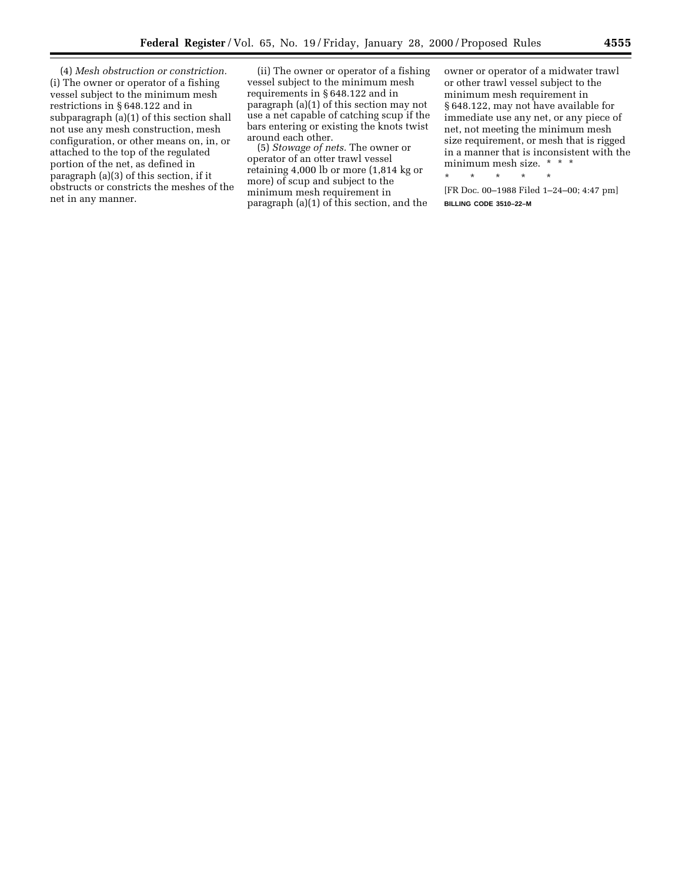(4) *Mesh obstruction or constriction.* (i) The owner or operator of a fishing vessel subject to the minimum mesh restrictions in § 648.122 and in subparagraph (a)(1) of this section shall not use any mesh construction, mesh configuration, or other means on, in, or attached to the top of the regulated portion of the net, as defined in paragraph (a)(3) of this section, if it obstructs or constricts the meshes of the net in any manner.

(ii) The owner or operator of a fishing vessel subject to the minimum mesh requirements in § 648.122 and in paragraph (a)(1) of this section may not use a net capable of catching scup if the bars entering or existing the knots twist around each other.

(5) *Stowage of nets.* The owner or operator of an otter trawl vessel retaining 4,000 lb or more (1,814 kg or more) of scup and subject to the minimum mesh requirement in paragraph (a)(1) of this section, and the owner or operator of a midwater trawl or other trawl vessel subject to the minimum mesh requirement in § 648.122, may not have available for immediate use any net, or any piece of net, not meeting the minimum mesh size requirement, or mesh that is rigged in a manner that is inconsistent with the minimum mesh size. * * *

\* \* \* \* \*

[FR Doc. 00–1988 Filed 1–24–00; 4:47 pm]

**BILLING CODE 3510–22–M**